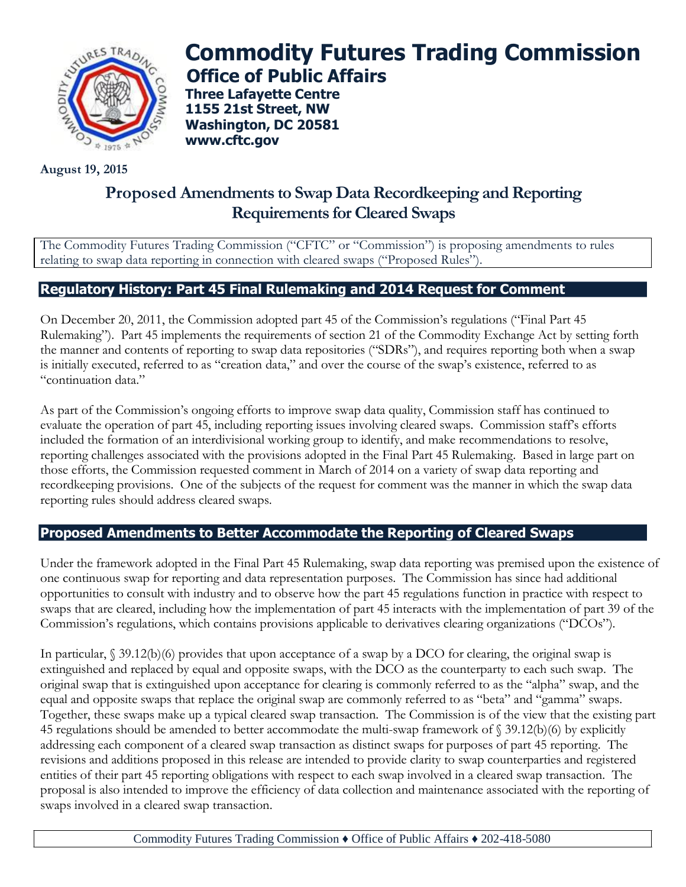# Commodity Futures Trading Commission

## Office of Public Affairs

**Three Lafayette Centre**
**1155 21st Street, NW**
**Washington, DC 20581**
**www.cftc.gov**

**August 19, 2015**

## Proposed Amendments to Swap Data Recordkeeping and Reporting Requirements for Cleared Swaps

The Commodity Futures Trading Commission ("CFTC" or "Commission") is proposing amendments to rules relating to swap data reporting in connection with cleared swaps ("Proposed Rules").

### Regulatory History: Part 45 Final Rulemaking and 2014 Request for Comment

On December 20, 2011, the Commission adopted part 45 of the Commission's regulations ("Final Part 45 Rulemaking"). Part 45 implements the requirements of section 21 of the Commodity Exchange Act by setting forth the manner and contents of reporting to swap data repositories ("SDRs"), and requires reporting both when a swap is initially executed, referred to as "creation data," and over the course of the swap's existence, referred to as "continuation data."

As part of the Commission's ongoing efforts to improve swap data quality, Commission staff has continued to evaluate the operation of part 45, including reporting issues involving cleared swaps. Commission staff's efforts included the formation of an interdivisional working group to identify, and make recommendations to resolve, reporting challenges associated with the provisions adopted in the Final Part 45 Rulemaking. Based in large part on those efforts, the Commission requested comment in March of 2014 on a variety of swap data reporting and recordkeeping provisions. One of the subjects of the request for comment was the manner in which the swap data reporting rules should address cleared swaps.

### Proposed Amendments to Better Accommodate the Reporting of Cleared Swaps

Under the framework adopted in the Final Part 45 Rulemaking, swap data reporting was premised upon the existence of one continuous swap for reporting and data representation purposes. The Commission has since had additional opportunities to consult with industry and to observe how the part 45 regulations function in practice with respect to swaps that are cleared, including how the implementation of part 45 interacts with the implementation of part 39 of the Commission's regulations, which contains provisions applicable to derivatives clearing organizations ("DCOs").

In particular, § 39.12(b)(6) provides that upon acceptance of a swap by a DCO for clearing, the original swap is extinguished and replaced by equal and opposite swaps, with the DCO as the counterparty to each such swap. The original swap that is extinguished upon acceptance for clearing is commonly referred to as the "alpha" swap, and the equal and opposite swaps that replace the original swap are commonly referred to as "beta" and "gamma" swaps. Together, these swaps make up a typical cleared swap transaction. The Commission is of the view that the existing part 45 regulations should be amended to better accommodate the multi-swap framework of § 39.12(b)(6) by explicitly addressing each component of a cleared swap transaction as distinct swaps for purposes of part 45 reporting. The revisions and additions proposed in this release are intended to provide clarity to swap counterparties and registered entities of their part 45 reporting obligations with respect to each swap involved in a cleared swap transaction. The proposal is also intended to improve the efficiency of data collection and maintenance associated with the reporting of swaps involved in a cleared swap transaction.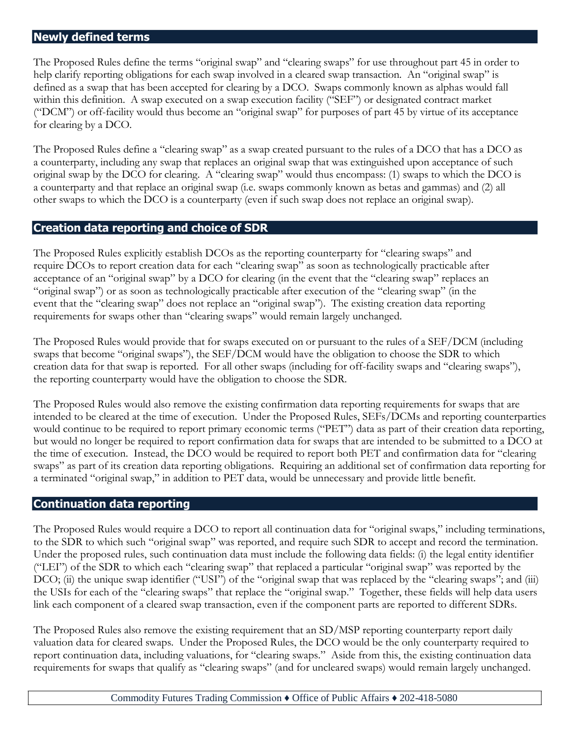## Newly defined terms

The Proposed Rules define the terms "original swap" and "clearing swaps" for use throughout part 45 in order to help clarify reporting obligations for each swap involved in a cleared swap transaction. An "original swap" is defined as a swap that has been accepted for clearing by a DCO. Swaps commonly known as alphas would fall within this definition. A swap executed on a swap execution facility ("SEF") or designated contract market ("DCM") or off-facility would thus become an "original swap" for purposes of part 45 by virtue of its acceptance for clearing by a DCO.

The Proposed Rules define a "clearing swap" as a swap created pursuant to the rules of a DCO that has a DCO as a counterparty, including any swap that replaces an original swap that was extinguished upon acceptance of such original swap by the DCO for clearing. A "clearing swap" would thus encompass: (1) swaps to which the DCO is a counterparty and that replace an original swap (i.e. swaps commonly known as betas and gammas) and (2) all other swaps to which the DCO is a counterparty (even if such swap does not replace an original swap).

## Creation data reporting and choice of SDR

The Proposed Rules explicitly establish DCOs as the reporting counterparty for "clearing swaps" and require DCOs to report creation data for each "clearing swap" as soon as technologically practicable after acceptance of an "original swap" by a DCO for clearing (in the event that the "clearing swap" replaces an "original swap") or as soon as technologically practicable after execution of the "clearing swap" (in the event that the "clearing swap" does not replace an "original swap"). The existing creation data reporting requirements for swaps other than "clearing swaps" would remain largely unchanged.

The Proposed Rules would provide that for swaps executed on or pursuant to the rules of a SEF/DCM (including swaps that become "original swaps"), the SEF/DCM would have the obligation to choose the SDR to which creation data for that swap is reported. For all other swaps (including for off-facility swaps and "clearing swaps"), the reporting counterparty would have the obligation to choose the SDR.

The Proposed Rules would also remove the existing confirmation data reporting requirements for swaps that are intended to be cleared at the time of execution. Under the Proposed Rules, SEFs/DCMs and reporting counterparties would continue to be required to report primary economic terms ("PET") data as part of their creation data reporting, but would no longer be required to report confirmation data for swaps that are intended to be submitted to a DCO at the time of execution. Instead, the DCO would be required to report both PET and confirmation data for "clearing swaps" as part of its creation data reporting obligations. Requiring an additional set of confirmation data reporting for a terminated "original swap," in addition to PET data, would be unnecessary and provide little benefit.

## Continuation data reporting

The Proposed Rules would require a DCO to report all continuation data for "original swaps," including terminations, to the SDR to which such "original swap" was reported, and require such SDR to accept and record the termination. Under the proposed rules, such continuation data must include the following data fields: (i) the legal entity identifier ("LEI") of the SDR to which each "clearing swap" that replaced a particular "original swap" was reported by the DCO; (ii) the unique swap identifier ("USI") of the "original swap that was replaced by the "clearing swaps"; and (iii) the USIs for each of the "clearing swaps" that replace the "original swap." Together, these fields will help data users link each component of a cleared swap transaction, even if the component parts are reported to different SDRs.

The Proposed Rules also remove the existing requirement that an SD/MSP reporting counterparty report daily valuation data for cleared swaps. Under the Proposed Rules, the DCO would be the only counterparty required to report continuation data, including valuations, for "clearing swaps." Aside from this, the existing continuation data requirements for swaps that qualify as "clearing swaps" (and for uncleared swaps) would remain largely unchanged.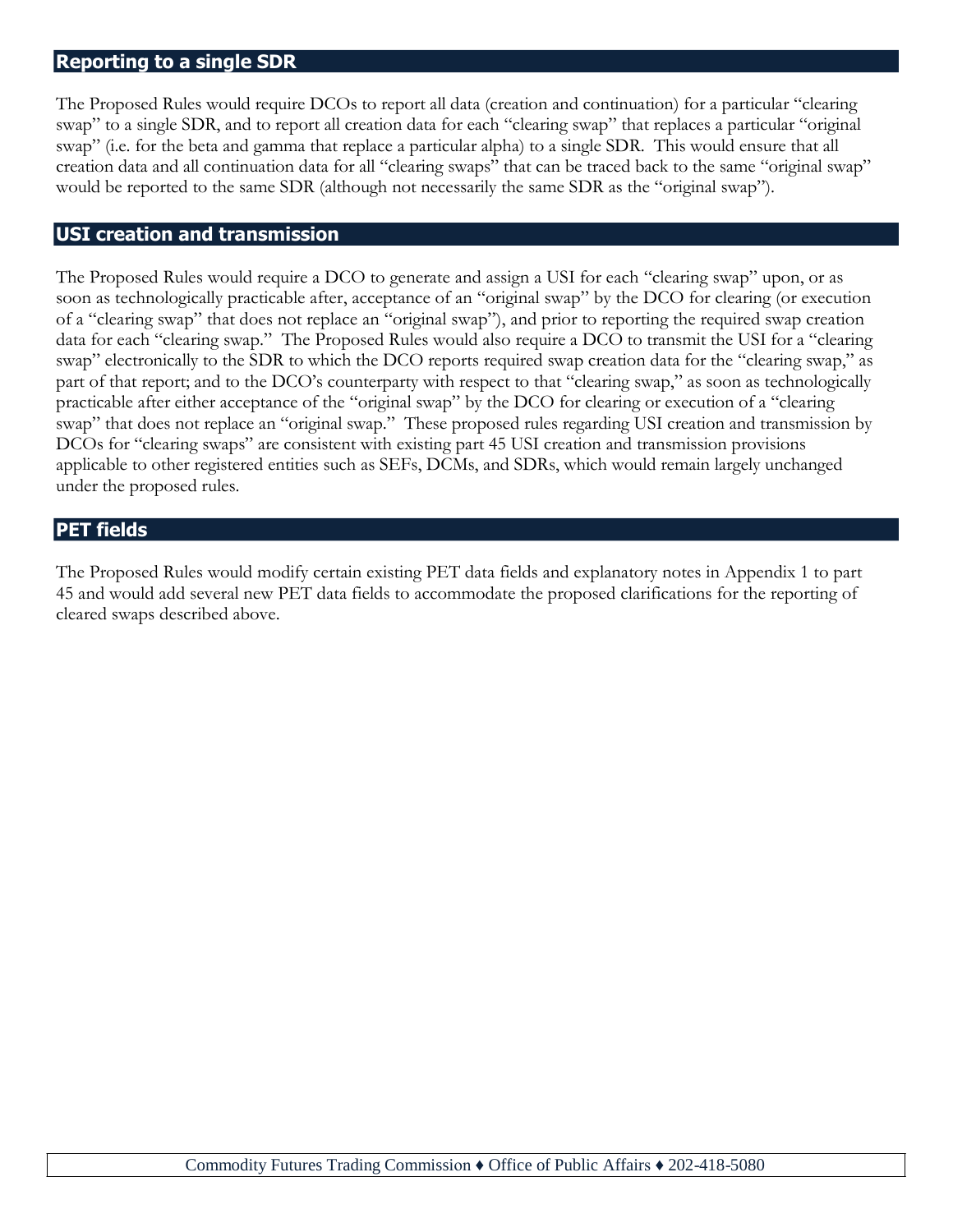## Reporting to a single SDR

The Proposed Rules would require DCOs to report all data (creation and continuation) for a particular "clearing swap" to a single SDR, and to report all creation data for each "clearing swap" that replaces a particular "original swap" (i.e. for the beta and gamma that replace a particular alpha) to a single SDR. This would ensure that all creation data and all continuation data for all "clearing swaps" that can be traced back to the same "original swap" would be reported to the same SDR (although not necessarily the same SDR as the "original swap").

## USI creation and transmission

The Proposed Rules would require a DCO to generate and assign a USI for each "clearing swap" upon, or as soon as technologically practicable after, acceptance of an "original swap" by the DCO for clearing (or execution of a "clearing swap" that does not replace an "original swap"), and prior to reporting the required swap creation data for each "clearing swap." The Proposed Rules would also require a DCO to transmit the USI for a "clearing swap" electronically to the SDR to which the DCO reports required swap creation data for the "clearing swap," as part of that report; and to the DCO's counterparty with respect to that "clearing swap," as soon as technologically practicable after either acceptance of the "original swap" by the DCO for clearing or execution of a "clearing swap" that does not replace an "original swap." These proposed rules regarding USI creation and transmission by DCOs for "clearing swaps" are consistent with existing part 45 USI creation and transmission provisions applicable to other registered entities such as SEFs, DCMs, and SDRs, which would remain largely unchanged under the proposed rules.

## PET fields

The Proposed Rules would modify certain existing PET data fields and explanatory notes in Appendix 1 to part 45 and would add several new PET data fields to accommodate the proposed clarifications for the reporting of cleared swaps described above.